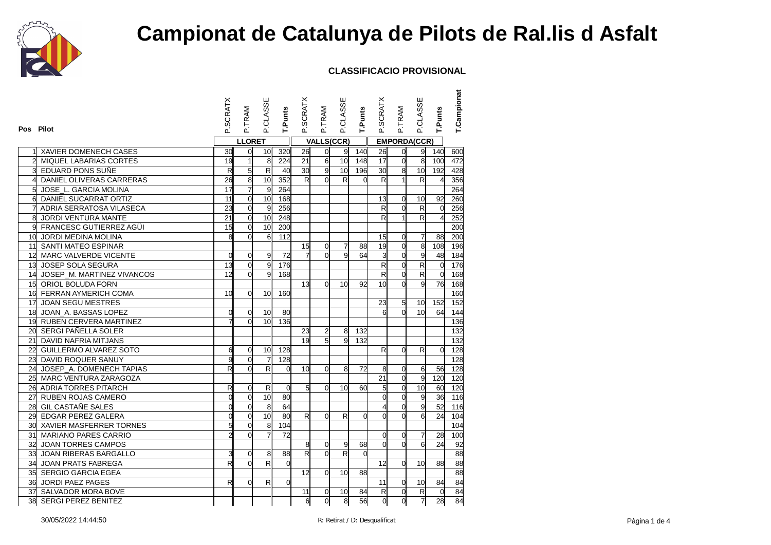# Campionat de Catalunya de Pilots de Ral.lis d Asfalt

**CLASSIFICACIO PROVISIONAL**

| Pos | Pilot | LLORET | | | | VALLS(CCR) | | | | EMPORDA(CCR) | | | | T.Campionat |
|---|---|---|---|---|---|---|---|---|---|---|---|---|---|---|
| | | P.SCRATX | P.TRAM | P.CLASSE | T.Punts | P.SCRATX | P.TRAM | P.CLASSE | T.Punts | P.SCRATX | P.TRAM | P.CLASSE | T.Punts | |
| 1 | XAVIER DOMENECH CASES | 30 | 0 | 10 | 320 | 26 | 0 | 9 | 140 | 26 | 0 | 9 | 140 | 600 |
| 2 | MIQUEL LABARIAS CORTES | 19 | 1 | 8 | 224 | 21 | 6 | 10 | 148 | 17 | 0 | 8 | 100 | 472 |
| 3 | EDUARD PONS SUÑE | R | 5 | R | 40 | 30 | 9 | 10 | 196 | 30 | 8 | 10 | 192 | 428 |
| 4 | DANIEL OLIVERAS CARRERAS | 26 | 8 | 10 | 352 | R | 0 | R | 0 | R | 1 | R | 4 | 356 |
| 5 | JOSE_L. GARCIA MOLINA | 17 | 7 | 9 | 264 | | | | | | | | | 264 |
| 6 | DANIEL SUCARRAT ORTIZ | 11 | 0 | 10 | 168 | | | | | 13 | 0 | 10 | 92 | 260 |
| 7 | ADRIA SERRATOSA VILASECA | 23 | 0 | 9 | 256 | | | | | R | 0 | R | 0 | 256 |
| 8 | JORDI VENTURA MANTE | 21 | 0 | 10 | 248 | | | | | R | 1 | R | 4 | 252 |
| 9 | FRANCESC GUTIERREZ AGÜI | 15 | 0 | 10 | 200 | | | | | | | | | 200 |
| 10 | JORDI MEDINA MOLINA | 8 | 0 | 6 | 112 | | | | | 15 | 0 | 7 | 88 | 200 |
| 11 | SANTI MATEO ESPINAR | | | | | 15 | 0 | 7 | 88 | 19 | 0 | 8 | 108 | 196 |
| 12 | MARC VALVERDE VICENTE | 0 | 0 | 9 | 72 | 7 | 0 | 9 | 64 | 3 | 0 | 9 | 48 | 184 |
| 13 | JOSEP SOLA SEGURA | 13 | 0 | 9 | 176 | | | | | R | 0 | R | 0 | 176 |
| 14 | JOSEP_M. MARTINEZ VIVANCOS | 12 | 0 | 9 | 168 | | | | | R | 0 | R | 0 | 168 |
| 15 | ORIOL BOLUDA FORN | | | | | 13 | 0 | 10 | 92 | 10 | 0 | 9 | 76 | 168 |
| 16 | FERRAN AYMERICH COMA | 10 | 0 | 10 | 160 | | | | | | | | | 160 |
| 17 | JOAN SEGU MESTRES | | | | | | | | | 23 | 5 | 10 | 152 | 152 |
| 18 | JOAN_A. BASSAS LOPEZ | 0 | 0 | 10 | 80 | | | | | 6 | 0 | 10 | 64 | 144 |
| 19 | RUBEN CERVERA MARTINEZ | 7 | 0 | 10 | 136 | | | | | | | | | 136 |
| 20 | SERGI PAÑELLA SOLER | | | | | 23 | 2 | 8 | 132 | | | | | 132 |
| 21 | DAVID NAFRIA MITJANS | | | | | 19 | 5 | 9 | 132 | | | | | 132 |
| 22 | GUILLERMO ALVAREZ SOTO | 6 | 0 | 10 | 128 | | | | | R | 0 | R | 0 | 128 |
| 23 | DAVID ROQUER SANUY | 9 | 0 | 7 | 128 | | | | | | | | | 128 |
| 24 | JOSEP_A. DOMENECH TAPIAS | R | 0 | R | 0 | 10 | 0 | 8 | 72 | 8 | 0 | 6 | 56 | 128 |
| 25 | MARC VENTURA ZARAGOZA | | | | | | | | | 21 | 0 | 9 | 120 | 120 |
| 26 | ADRIA TORRES PITARCH | R | 0 | R | 0 | 5 | 0 | 10 | 60 | 5 | 0 | 10 | 60 | 120 |
| 27 | RUBEN ROJAS CAMERO | 0 | 0 | 10 | 80 | | | | | 0 | 0 | 9 | 36 | 116 |
| 28 | GIL CASTAÑE SALES | 0 | 0 | 8 | 64 | | | | | 4 | 0 | 9 | 52 | 116 |
| 29 | EDGAR PEREZ GALERA | 0 | 0 | 10 | 80 | R | 0 | R | 0 | 0 | 0 | 6 | 24 | 104 |
| 30 | XAVIER MASFERRER TORNES | 5 | 0 | 8 | 104 | | | | | | | | | 104 |
| 31 | MARIANO PARES CARRIO | 2 | 0 | 7 | 72 | | | | | 0 | 0 | 7 | 28 | 100 |
| 32 | JOAN TORRES CAMPOS | | | | | 8 | 0 | 9 | 68 | 0 | 0 | 6 | 24 | 92 |
| 33 | JOAN RIBERAS BARGALLO | 3 | 0 | 8 | 88 | R | 0 | R | 0 | | | | | 88 |
| 34 | JOAN PRATS FABREGA | R | 0 | R | 0 | | | | | 12 | 0 | 10 | 88 | 88 |
| 35 | SERGIO GARCIA EGEA | | | | | 12 | 0 | 10 | 88 | | | | | 88 |
| 36 | JORDI PAEZ PAGES | R | 0 | R | 0 | | | | | 11 | 0 | 10 | 84 | 84 |
| 37 | SALVADOR MORA BOVE | | | | | 11 | 0 | 10 | 84 | R | 0 | R | 0 | 84 |
| 38 | SERGI PEREZ BENITEZ | | | | | 6 | 0 | 8 | 56 | 0 | 0 | 7 | 28 | 84 |

30/05/2022 14:44:50

R: Retirat / D: Desqualificat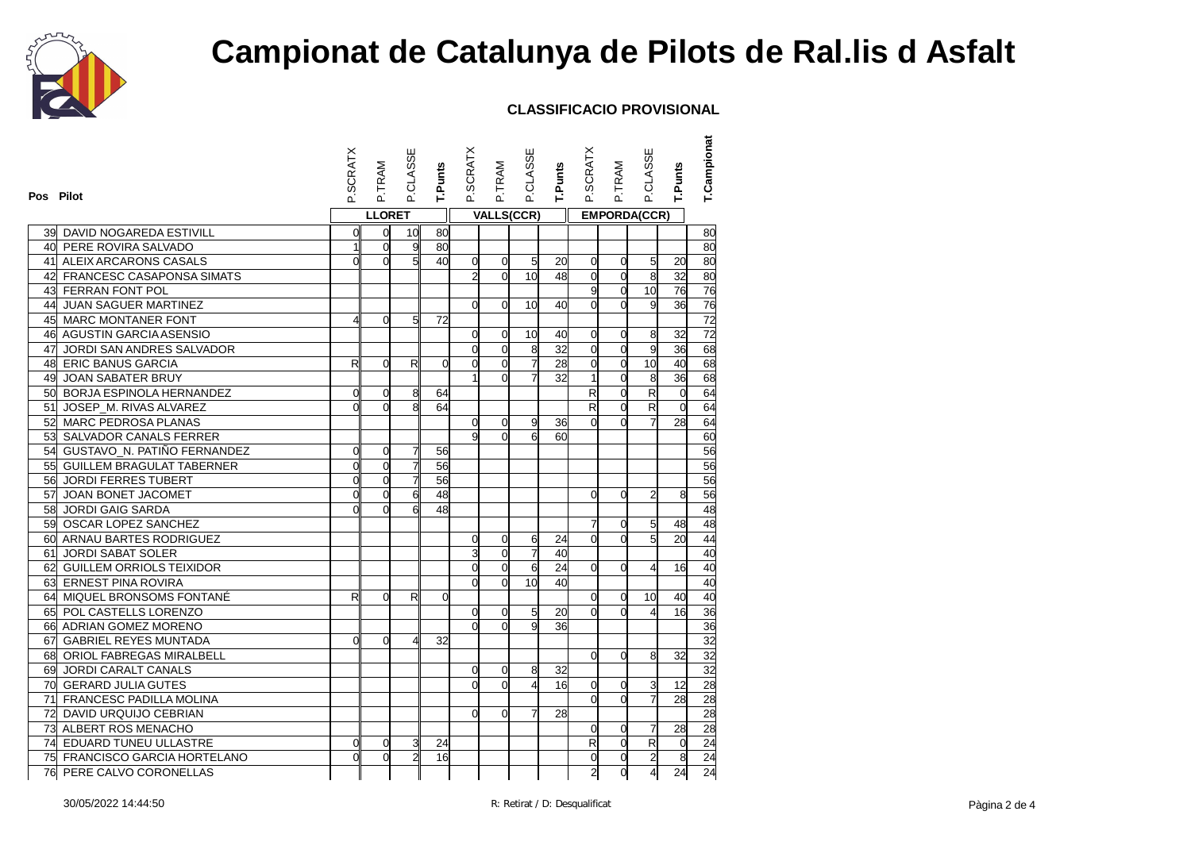# Campionat de Catalunya de Pilots de Ral.lis d Asfalt

**CLASSIFICACIO PROVISIONAL**

| Pos | Pilot | P.SCRATX | P.TRAM | P.CLASSE | T.Punts | P.SCRATX | P.TRAM | P.CLASSE | T.Punts | P.SCRATX | P.TRAM | P.CLASSE | T.Punts | T.Campionat |
|---|---|---|---|---|---|---|---|---|---|---|---|---|---|---|
| | | LLORET | | | | VALLS(CCR) | | | | EMPORDA(CCR) | | | | |
| 39 | DAVID NOGAREDA ESTIVILL | 0 | 0 | 10 | 80 | | | | | | | | | 80 |
| 40 | PERE ROVIRA SALVADO | 1 | 0 | 9 | 80 | | | | | | | | | 80 |
| 41 | ALEIX ARCARONS CASALS | 0 | 0 | 5 | 40 | 0 | 0 | 5 | 20 | 0 | 0 | 5 | 20 | 80 |
| 42 | FRANCESC CASAPONSA SIMATS | | | | | 2 | 0 | 10 | 48 | 0 | 0 | 8 | 32 | 80 |
| 43 | FERRAN FONT POL | | | | | | | | | 9 | 0 | 10 | 76 | 76 |
| 44 | JUAN SAGUER MARTINEZ | | | | | 0 | 0 | 10 | 40 | 0 | 0 | 9 | 36 | 76 |
| 45 | MARC MONTANER FONT | 4 | 0 | 5 | 72 | | | | | | | | | 72 |
| 46 | AGUSTIN GARCIA ASENSIO | | | | | 0 | 0 | 10 | 40 | 0 | 0 | 8 | 32 | 72 |
| 47 | JORDI SAN ANDRES SALVADOR | | | | | 0 | 0 | 8 | 32 | 0 | 0 | 9 | 36 | 68 |
| 48 | ERIC BANUS GARCIA | R | 0 | R | 0 | 0 | 0 | 7 | 28 | 0 | 0 | 10 | 40 | 68 |
| 49 | JOAN SABATER BRUY | | | | | 1 | 0 | 7 | 32 | 1 | 0 | 8 | 36 | 68 |
| 50 | BORJA ESPINOLA HERNANDEZ | 0 | 0 | 8 | 64 | | | | | R | 0 | R | 0 | 64 |
| 51 | JOSEP_M. RIVAS ALVAREZ | 0 | 0 | 8 | 64 | | | | | R | 0 | R | 0 | 64 |
| 52 | MARC PEDROSA PLANAS | | | | | 0 | 0 | 9 | 36 | 0 | 0 | 7 | 28 | 64 |
| 53 | SALVADOR CANALS FERRER | | | | | 9 | 0 | 6 | 60 | | | | | 60 |
| 54 | GUSTAVO_N. PATIÑO FERNANDEZ | 0 | 0 | 7 | 56 | | | | | | | | | 56 |
| 55 | GUILLEM BRAGULAT TABERNER | 0 | 0 | 7 | 56 | | | | | | | | | 56 |
| 56 | JORDI FERRES TUBERT | 0 | 0 | 7 | 56 | | | | | | | | | 56 |
| 57 | JOAN BONET JACOMET | 0 | 0 | 6 | 48 | | | | | 0 | 0 | 2 | 8 | 56 |
| 58 | JORDI GAIG SARDA | 0 | 0 | 6 | 48 | | | | | | | | | 48 |
| 59 | OSCAR LOPEZ SANCHEZ | | | | | | | | | 7 | 0 | 5 | 48 | 48 |
| 60 | ARNAU BARTES RODRIGUEZ | | | | | 0 | 0 | 6 | 24 | 0 | 0 | 5 | 20 | 44 |
| 61 | JORDI SABAT SOLER | | | | | 3 | 0 | 7 | 40 | | | | | 40 |
| 62 | GUILLEM ORRIOLS TEIXIDOR | | | | | 0 | 0 | 6 | 24 | 0 | 0 | 4 | 16 | 40 |
| 63 | ERNEST PINA ROVIRA | | | | | 0 | 0 | 10 | 40 | | | | | 40 |
| 64 | MIQUEL BRONSOMS FONTANÉ | R | 0 | R | 0 | | | | | 0 | 0 | 10 | 40 | 40 |
| 65 | POL CASTELLS LORENZO | | | | | 0 | 0 | 5 | 20 | 0 | 0 | 4 | 16 | 36 |
| 66 | ADRIAN GOMEZ MORENO | | | | | 0 | 0 | 9 | 36 | | | | | 36 |
| 67 | GABRIEL REYES MUNTADA | 0 | 0 | 4 | 32 | | | | | | | | | 32 |
| 68 | ORIOL FABREGAS MIRALBELL | | | | | | | | | 0 | 0 | 8 | 32 | 32 |
| 69 | JORDI CARALT CANALS | | | | | 0 | 0 | 8 | 32 | | | | | 32 |
| 70 | GERARD JULIA GUTES | | | | | 0 | 0 | 4 | 16 | 0 | 0 | 3 | 12 | 28 |
| 71 | FRANCESC PADILLA MOLINA | | | | | | | | | 0 | 0 | 7 | 28 | 28 |
| 72 | DAVID URQUIJO CEBRIAN | | | | | 0 | 0 | 7 | 28 | | | | | 28 |
| 73 | ALBERT ROS MENACHO | | | | | | | | | 0 | 0 | 7 | 28 | 28 |
| 74 | EDUARD TUNEU ULLASTRE | 0 | 0 | 3 | 24 | | | | | R | 0 | R | 0 | 24 |
| 75 | FRANCISCO GARCIA HORTELANO | 0 | 0 | 2 | 16 | | | | | 0 | 0 | 2 | 8 | 24 |
| 76 | PERE CALVO CORONELLAS | | | | | | | | | 2 | 0 | 4 | 24 | 24 |

30/05/2022 14:44:50

R: Retirat / D: Desqualificat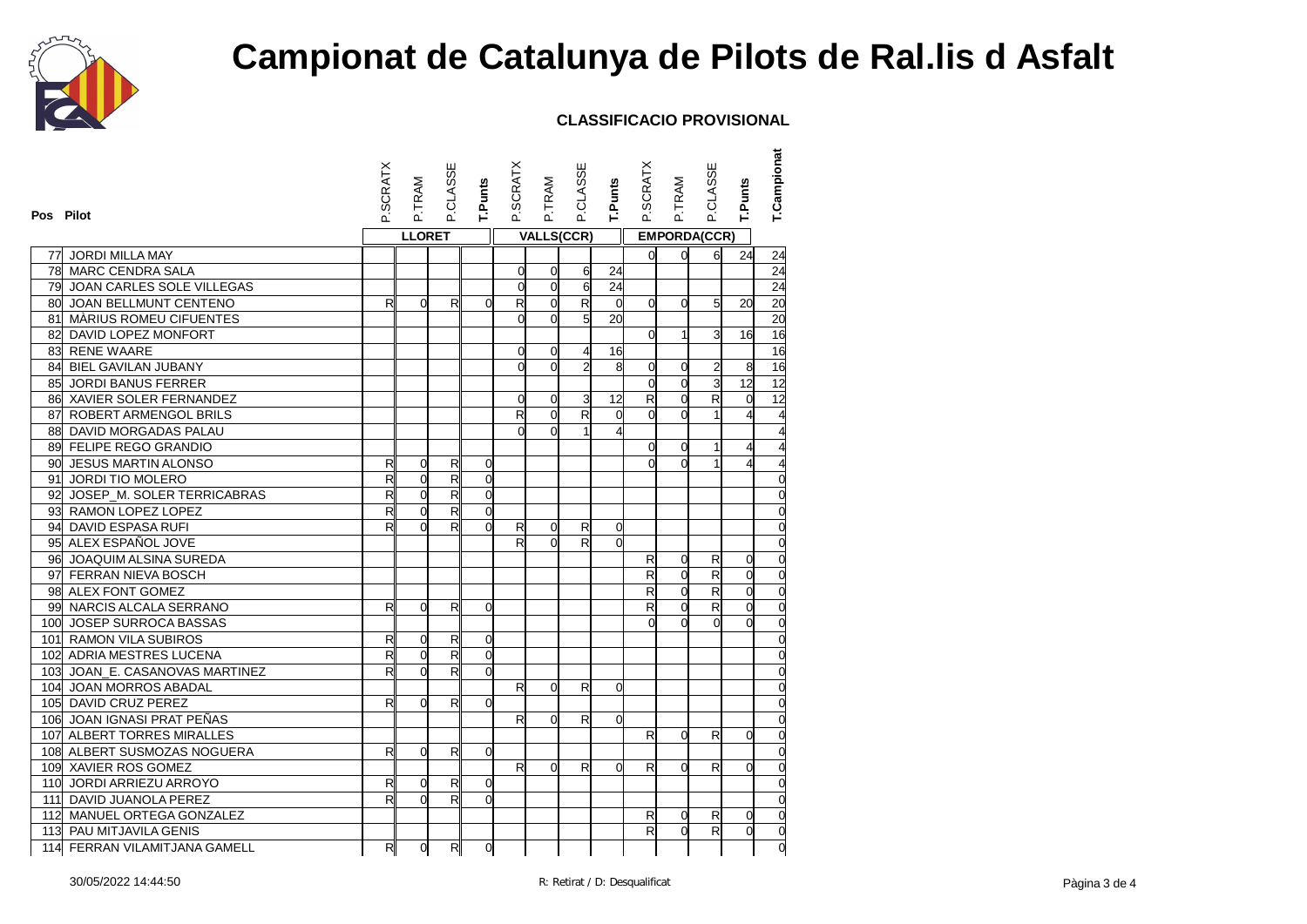# Campionat de Catalunya de Pilots de Ral.lis d Asfalt

### CLASSIFICACIO PROVISIONAL

| Pos | Pilot | P.SCRATX | P.TRAM | P.CLASSE | T.Punts | P.SCRATX | P.TRAM | P.CLASSE | T.Punts | P.SCRATX | P.TRAM | P.CLASSE | T.Punts | T.Campionat |
|---|---|---|---|---|---|---|---|---|---|---|---|---|---|---|
| | | LLORET | | | | VALLS(CCR) | | | | EMPORDA(CCR) | | | | |
| 77 | JORDI MILLA MAY | | | | | | | | | 0 | 0 | 6 | 24 | 24 |
| 78 | MARC CENDRA SALA | | | | | 0 | 0 | 6 | 24 | | | | | 24 |
| 79 | JOAN CARLES SOLE VILLEGAS | | | | | 0 | 0 | 6 | 24 | | | | | 24 |
| 80 | JOAN BELLMUNT CENTENO | R | 0 | R | 0 | R | 0 | R | 0 | 0 | 0 | 5 | 20 | 20 |
| 81 | MÀRIUS ROMEU CIFUENTES | | | | | 0 | 0 | 5 | 20 | | | | | 20 |
| 82 | DAVID LOPEZ MONFORT | | | | | | | | | 0 | 1 | 3 | 16 | 16 |
| 83 | RENE WAARE | | | | | 0 | 0 | 4 | 16 | | | | | 16 |
| 84 | BIEL GAVILAN JUBANY | | | | | 0 | 0 | 2 | 8 | 0 | 0 | 2 | 8 | 16 |
| 85 | JORDI BANUS FERRER | | | | | | | | | 0 | 0 | 3 | 12 | 12 |
| 86 | XAVIER SOLER FERNANDEZ | | | | | 0 | 0 | 3 | 12 | R | 0 | R | 0 | 12 |
| 87 | ROBERT ARMENGOL BRILS | | | | | R | 0 | R | 0 | 0 | 0 | 1 | 4 | 4 |
| 88 | DAVID MORGADAS PALAU | | | | | 0 | 0 | 1 | 4 | | | | | 4 |
| 89 | FELIPE REGO GRANDIO | | | | | | | | | 0 | 0 | 1 | 4 | 4 |
| 90 | JESUS MARTIN ALONSO | R | 0 | R | 0 | | | | | 0 | 0 | 1 | 4 | 4 |
| 91 | JORDI TIO MOLERO | R | 0 | R | 0 | | | | | | | | | 0 |
| 92 | JOSEP_M. SOLER TERRICABRAS | R | 0 | R | 0 | | | | | | | | | 0 |
| 93 | RAMON LOPEZ LOPEZ | R | 0 | R | 0 | | | | | | | | | 0 |
| 94 | DAVID ESPASA RUFI | R | 0 | R | 0 | R | 0 | R | 0 | | | | | 0 |
| 95 | ALEX ESPAÑOL JOVE | | | | | R | 0 | R | 0 | | | | | 0 |
| 96 | JOAQUIM ALSINA SUREDA | | | | | | | | | R | 0 | R | 0 | 0 |
| 97 | FERRAN NIEVA BOSCH | | | | | | | | | R | 0 | R | 0 | 0 |
| 98 | ALEX FONT GOMEZ | | | | | | | | | R | 0 | R | 0 | 0 |
| 99 | NARCIS ALCALA SERRANO | R | 0 | R | 0 | | | | | R | 0 | R | 0 | 0 |
| 100 | JOSEP SURROCA BASSAS | | | | | | | | | 0 | 0 | 0 | 0 | 0 |
| 101 | RAMON VILA SUBIROS | R | 0 | R | 0 | | | | | | | | | 0 |
| 102 | ADRIA MESTRES LUCENA | R | 0 | R | 0 | | | | | | | | | 0 |
| 103 | JOAN_E. CASANOVAS MARTINEZ | R | 0 | R | 0 | | | | | | | | | 0 |
| 104 | JOAN MORROS ABADAL | | | | | R | 0 | R | 0 | | | | | 0 |
| 105 | DAVID CRUZ PEREZ | R | 0 | R | 0 | | | | | | | | | 0 |
| 106 | JOAN IGNASI PRAT PEÑAS | | | | | R | 0 | R | 0 | | | | | 0 |
| 107 | ALBERT TORRES MIRALLES | | | | | | | | | R | 0 | R | 0 | 0 |
| 108 | ALBERT SUSMOZAS NOGUERA | R | 0 | R | 0 | | | | | | | | | 0 |
| 109 | XAVIER ROS GOMEZ | | | | | R | 0 | R | 0 | R | 0 | R | 0 | 0 |
| 110 | JORDI ARRIEZU ARROYO | R | 0 | R | 0 | | | | | | | | | 0 |
| 111 | DAVID JUANOLA PEREZ | R | 0 | R | 0 | | | | | | | | | 0 |
| 112 | MANUEL ORTEGA GONZALEZ | | | | | | | | | R | 0 | R | 0 | 0 |
| 113 | PAU MITJAVILA GENIS | | | | | | | | | R | 0 | R | 0 | 0 |
| 114 | FERRAN VILAMITJANA GAMELL | R | 0 | R | 0 | | | | | | | | | 0 |

30/05/2022 14:44:50

R: Retirat / D: Desqualificat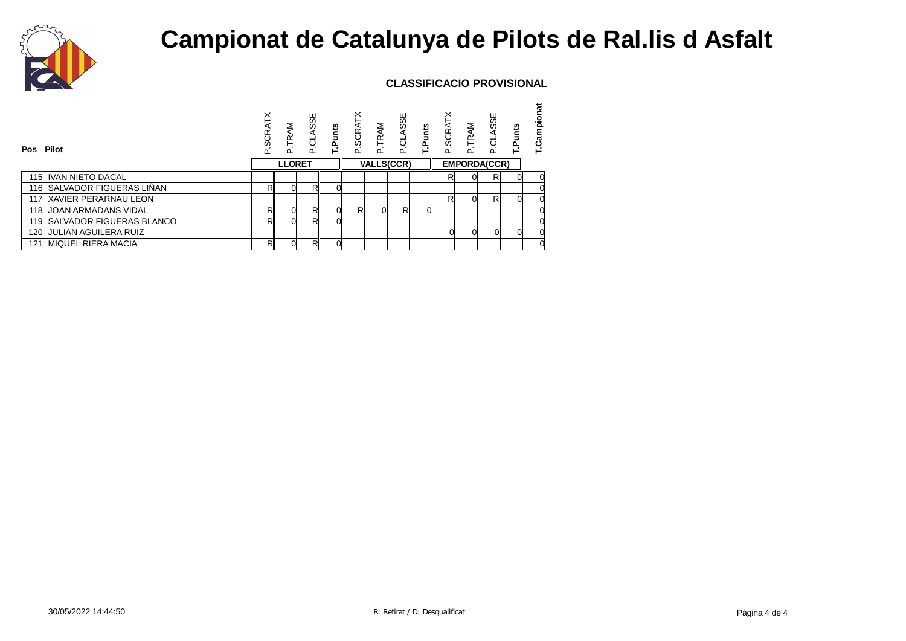# Campionat de Catalunya de Pilots de Ral.lis d Asfalt

**CLASSIFICACIO PROVISIONAL**

| Pos | Pilot | P.SCRATX | P.TRAM | P.CLASSE | T.Punts | P.SCRATX | P.TRAM | P.CLASSE | T.Punts | P.SCRATX | P.TRAM | P.CLASSE | T.Punts | T.Campionat |
|---|---|---|---|---|---|---|---|---|---|---|---|---|---|---|
| | | LLORET | | | | VALLS(CCR) | | | | EMPORDA(CCR) | | | | |
| 115 | IVAN NIETO DACAL | | | | | | | | | R | 0 | R | 0 | 0 |
| 116 | SALVADOR FIGUERAS LIÑAN | R | 0 | R | 0 | | | | | | | | | 0 |
| 117 | XAVIER PERARNAU LEON | | | | | | | | | R | 0 | R | 0 | 0 |
| 118 | JOAN ARMADANS VIDAL | R | 0 | R | 0 | R | 0 | R | 0 | | | | | 0 |
| 119 | SALVADOR FIGUERAS BLANCO | R | 0 | R | 0 | | | | | | | | | 0 |
| 120 | JULIAN AGUILERA RUIZ | | | | | | | | | 0 | 0 | 0 | 0 | 0 |
| 121 | MIQUEL RIERA MACIA | R | 0 | R | 0 | | | | | | | | | 0 |

30/05/2022 14:44:50

R: Retirat / D: Desqualificat